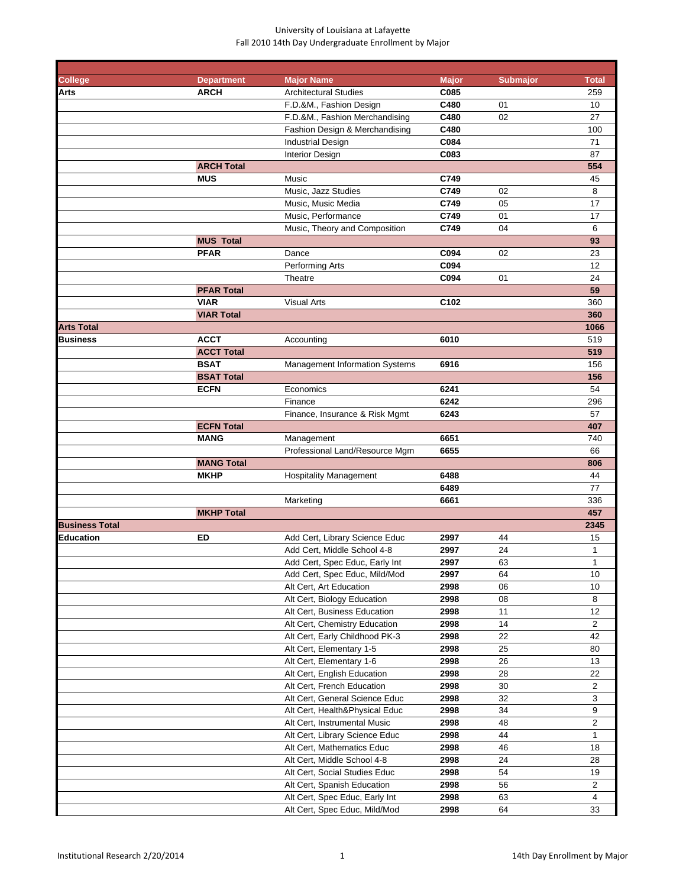University of Louisiana at Lafayette
Fall 2010 14th Day Undergraduate Enrollment by Major

| College | Department | Major Name | Major | Submajor | Total |
|---|---|---|---|---|---|
| **Arts** | **ARCH** | Architectural Studies | **C085** | | 259 |
| | | F.D.&M., Fashion Design | **C480** | 01 | 10 |
| | | F.D.&M., Fashion Merchandising | **C480** | 02 | 27 |
| | | Fashion Design & Merchandising | **C480** | | 100 |
| | | Industrial Design | **C084** | | 71 |
| | | Interior Design | **C083** | | 87 |
| | **ARCH Total** | | | | **554** |
| | **MUS** | Music | **C749** | | 45 |
| | | Music, Jazz Studies | **C749** | 02 | 8 |
| | | Music, Music Media | **C749** | 05 | 17 |
| | | Music, Performance | **C749** | 01 | 17 |
| | | Music, Theory and Composition | **C749** | 04 | 6 |
| | **MUS Total** | | | | **93** |
| | **PFAR** | Dance | **C094** | 02 | 23 |
| | | Performing Arts | **C094** | | 12 |
| | | Theatre | **C094** | 01 | 24 |
| | **PFAR Total** | | | | **59** |
| | **VIAR** | Visual Arts | **C102** | | 360 |
| | **VIAR Total** | | | | **360** |
| **Arts Total** | | | | | **1066** |
| **Business** | **ACCT** | Accounting | **6010** | | 519 |
| | **ACCT Total** | | | | **519** |
| | **BSAT** | Management Information Systems | **6916** | | 156 |
| | **BSAT Total** | | | | **156** |
| | **ECFN** | Economics | **6241** | | 54 |
| | | Finance | **6242** | | 296 |
| | | Finance, Insurance & Risk Mgmt | **6243** | | 57 |
| | **ECFN Total** | | | | **407** |
| | **MANG** | Management | **6651** | | 740 |
| | | Professional Land/Resource Mgm | **6655** | | 66 |
| | **MANG Total** | | | | **806** |
| | **MKHP** | Hospitality Management | **6488** | | 44 |
| | | | **6489** | | 77 |
| | | Marketing | **6661** | | 336 |
| | **MKHP Total** | | | | **457** |
| **Business Total** | | | | | **2345** |
| **Education** | **ED** | Add Cert, Library Science Educ | **2997** | 44 | 15 |
| | | Add Cert, Middle School 4-8 | **2997** | 24 | 1 |
| | | Add Cert, Spec Educ, Early Int | **2997** | 63 | 1 |
| | | Add Cert, Spec Educ, Mild/Mod | **2997** | 64 | 10 |
| | | Alt Cert, Art Education | **2998** | 06 | 10 |
| | | Alt Cert, Biology Education | **2998** | 08 | 8 |
| | | Alt Cert, Business Education | **2998** | 11 | 12 |
| | | Alt Cert, Chemistry Education | **2998** | 14 | 2 |
| | | Alt Cert, Early Childhood PK-3 | **2998** | 22 | 42 |
| | | Alt Cert, Elementary 1-5 | **2998** | 25 | 80 |
| | | Alt Cert, Elementary 1-6 | **2998** | 26 | 13 |
| | | Alt Cert, English Education | **2998** | 28 | 22 |
| | | Alt Cert, French Education | **2998** | 30 | 2 |
| | | Alt Cert, General Science Educ | **2998** | 32 | 3 |
| | | Alt Cert, Health&Physical Educ | **2998** | 34 | 9 |
| | | Alt Cert, Instrumental Music | **2998** | 48 | 2 |
| | | Alt Cert, Library Science Educ | **2998** | 44 | 1 |
| | | Alt Cert, Mathematics Educ | **2998** | 46 | 18 |
| | | Alt Cert, Middle School 4-8 | **2998** | 24 | 28 |
| | | Alt Cert, Social Studies Educ | **2998** | 54 | 19 |
| | | Alt Cert, Spanish Education | **2998** | 56 | 2 |
| | | Alt Cert, Spec Educ, Early Int | **2998** | 63 | 4 |
| | | Alt Cert, Spec Educ, Mild/Mod | **2998** | 64 | 33 |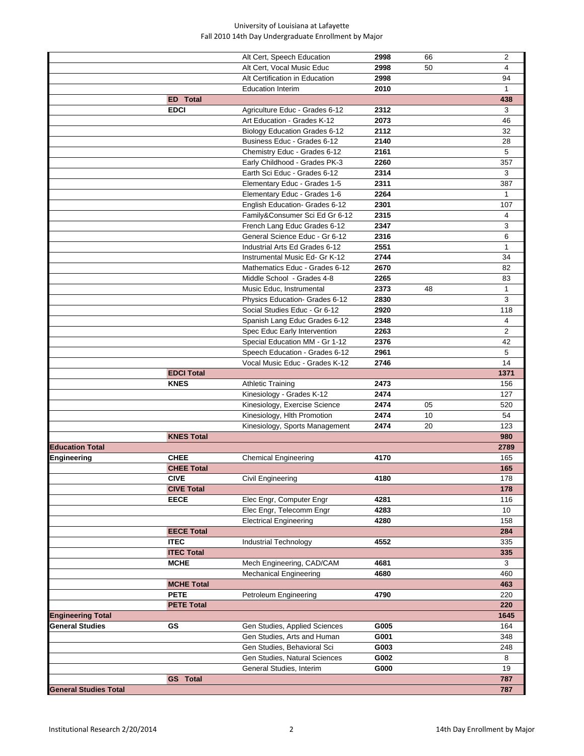# University of Louisiana at Lafayette
## Fall 2010 14th Day Undergraduate Enrollment by Major

| | | | | | |
|---|---|---|---|---|---|
| | | Alt Cert, Speech Education | **2998** | 66 | 2 |
| | | Alt Cert, Vocal Music Educ | **2998** | 50 | 4 |
| | | Alt Certification in Education | **2998** | | 94 |
| | | Education Interim | **2010** | | 1 |
| | **ED Total** | | | | **438** |
| | **EDCI** | Agriculture Educ - Grades 6-12 | **2312** | | 3 |
| | | Art Education - Grades K-12 | **2073** | | 46 |
| | | Biology Education Grades 6-12 | **2112** | | 32 |
| | | Business Educ - Grades 6-12 | **2140** | | 28 |
| | | Chemistry Educ - Grades 6-12 | **2161** | | 5 |
| | | Early Childhood - Grades PK-3 | **2260** | | 357 |
| | | Earth Sci Educ - Grades 6-12 | **2314** | | 3 |
| | | Elementary Educ - Grades 1-5 | **2311** | | 387 |
| | | Elementary Educ - Grades 1-6 | **2264** | | 1 |
| | | English Education- Grades 6-12 | **2301** | | 107 |
| | | Family&Consumer Sci Ed Gr 6-12 | **2315** | | 4 |
| | | French Lang Educ Grades 6-12 | **2347** | | 3 |
| | | General Science Educ - Gr 6-12 | **2316** | | 6 |
| | | Industrial Arts Ed Grades 6-12 | **2551** | | 1 |
| | | Instrumental Music Ed- Gr K-12 | **2744** | | 34 |
| | | Mathematics Educ - Grades 6-12 | **2670** | | 82 |
| | | Middle School - Grades 4-8 | **2265** | | 83 |
| | | Music Educ, Instrumental | **2373** | 48 | 1 |
| | | Physics Education- Grades 6-12 | **2830** | | 3 |
| | | Social Studies Educ - Gr 6-12 | **2920** | | 118 |
| | | Spanish Lang Educ Grades 6-12 | **2348** | | 4 |
| | | Spec Educ Early Intervention | **2263** | | 2 |
| | | Special Education MM - Gr 1-12 | **2376** | | 42 |
| | | Speech Education - Grades 6-12 | **2961** | | 5 |
| | | Vocal Music Educ - Grades K-12 | **2746** | | 14 |
| | **EDCI Total** | | | | **1371** |
| | **KNES** | Athletic Training | **2473** | | 156 |
| | | Kinesiology - Grades K-12 | **2474** | | 127 |
| | | Kinesiology, Exercise Science | **2474** | 05 | 520 |
| | | Kinesiology, Hlth Promotion | **2474** | 10 | 54 |
| | | Kinesiology, Sports Management | **2474** | 20 | 123 |
| | **KNES Total** | | | | **980** |
| **Education Total** | | | | | **2789** |
| **Engineering** | **CHEE** | Chemical Engineering | **4170** | | 165 |
| | **CHEE Total** | | | | **165** |
| | **CIVE** | Civil Engineering | **4180** | | 178 |
| | **CIVE Total** | | | | **178** |
| | **EECE** | Elec Engr, Computer Engr | **4281** | | 116 |
| | | Elec Engr, Telecomm Engr | **4283** | | 10 |
| | | Electrical Engineering | **4280** | | 158 |
| | **EECE Total** | | | | **284** |
| | **ITEC** | Industrial Technology | **4552** | | 335 |
| | **ITEC Total** | | | | **335** |
| | **MCHE** | Mech Engineering, CAD/CAM | **4681** | | 3 |
| | | Mechanical Engineering | **4680** | | 460 |
| | **MCHE Total** | | | | **463** |
| | **PETE** | Petroleum Engineering | **4790** | | 220 |
| | **PETE Total** | | | | **220** |
| **Engineering Total** | | | | | **1645** |
| **General Studies** | **GS** | Gen Studies, Applied Sciences | **G005** | | 164 |
| | | Gen Studies, Arts and Human | **G001** | | 348 |
| | | Gen Studies, Behavioral Sci | **G003** | | 248 |
| | | Gen Studies, Natural Sciences | **G002** | | 8 |
| | | General Studies, Interim | **G000** | | 19 |
| | **GS Total** | | | | **787** |
| **General Studies Total** | | | | | **787** |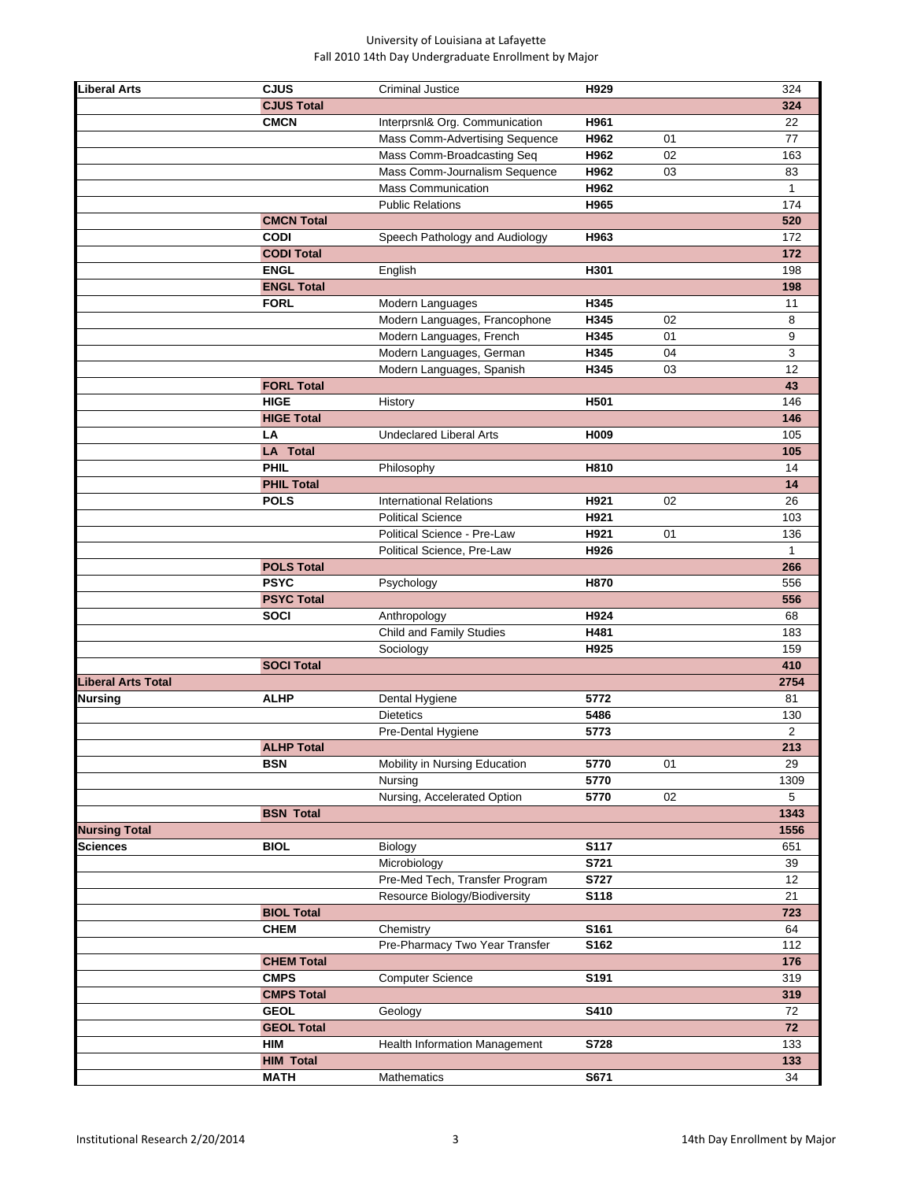University of Louisiana at Lafayette
Fall 2010 14th Day Undergraduate Enrollment by Major

| College | Dept | Major | Code | Conc | Count |
|---|---|---|---|---|---|
| **Liberal Arts** | **CJUS** | Criminal Justice | **H929** | | 324 |
| | **CJUS Total** | | | | **324** |
| | **CMCN** | Interprsnl& Org. Communication | **H961** | | 22 |
| | | Mass Comm-Advertising Sequence | **H962** | 01 | 77 |
| | | Mass Comm-Broadcasting Seq | **H962** | 02 | 163 |
| | | Mass Comm-Journalism Sequence | **H962** | 03 | 83 |
| | | Mass Communication | **H962** | | 1 |
| | | Public Relations | **H965** | | 174 |
| | **CMCN Total** | | | | **520** |
| | **CODI** | Speech Pathology and Audiology | **H963** | | 172 |
| | **CODI Total** | | | | **172** |
| | **ENGL** | English | **H301** | | 198 |
| | **ENGL Total** | | | | **198** |
| | **FORL** | Modern Languages | **H345** | | 11 |
| | | Modern Languages, Francophone | **H345** | 02 | 8 |
| | | Modern Languages, French | **H345** | 01 | 9 |
| | | Modern Languages, German | **H345** | 04 | 3 |
| | | Modern Languages, Spanish | **H345** | 03 | 12 |
| | **FORL Total** | | | | **43** |
| | **HIGE** | History | **H501** | | 146 |
| | **HIGE Total** | | | | **146** |
| | **LA** | Undeclared Liberal Arts | **H009** | | 105 |
| | **LA Total** | | | | **105** |
| | **PHIL** | Philosophy | **H810** | | 14 |
| | **PHIL Total** | | | | **14** |
| | **POLS** | International Relations | **H921** | 02 | 26 |
| | | Political Science | **H921** | | 103 |
| | | Political Science - Pre-Law | **H921** | 01 | 136 |
| | | Political Science, Pre-Law | **H926** | | 1 |
| | **POLS Total** | | | | **266** |
| | **PSYC** | Psychology | **H870** | | 556 |
| | **PSYC Total** | | | | **556** |
| | **SOCI** | Anthropology | **H924** | | 68 |
| | | Child and Family Studies | **H481** | | 183 |
| | | Sociology | **H925** | | 159 |
| | **SOCI Total** | | | | **410** |
| **Liberal Arts Total** | | | | | **2754** |
| **Nursing** | **ALHP** | Dental Hygiene | **5772** | | 81 |
| | | Dietetics | **5486** | | 130 |
| | | Pre-Dental Hygiene | **5773** | | 2 |
| | **ALHP Total** | | | | **213** |
| | **BSN** | Mobility in Nursing Education | **5770** | 01 | 29 |
| | | Nursing | **5770** | | 1309 |
| | | Nursing, Accelerated Option | **5770** | 02 | 5 |
| | **BSN Total** | | | | **1343** |
| **Nursing Total** | | | | | **1556** |
| **Sciences** | **BIOL** | Biology | **S117** | | 651 |
| | | Microbiology | **S721** | | 39 |
| | | Pre-Med Tech, Transfer Program | **S727** | | 12 |
| | | Resource Biology/Biodiversity | **S118** | | 21 |
| | **BIOL Total** | | | | **723** |
| | **CHEM** | Chemistry | **S161** | | 64 |
| | | Pre-Pharmacy Two Year Transfer | **S162** | | 112 |
| | **CHEM Total** | | | | **176** |
| | **CMPS** | Computer Science | **S191** | | 319 |
| | **CMPS Total** | | | | **319** |
| | **GEOL** | Geology | **S410** | | 72 |
| | **GEOL Total** | | | | **72** |
| | **HIM** | Health Information Management | **S728** | | 133 |
| | **HIM Total** | | | | **133** |
| | **MATH** | Mathematics | **S671** | | 34 |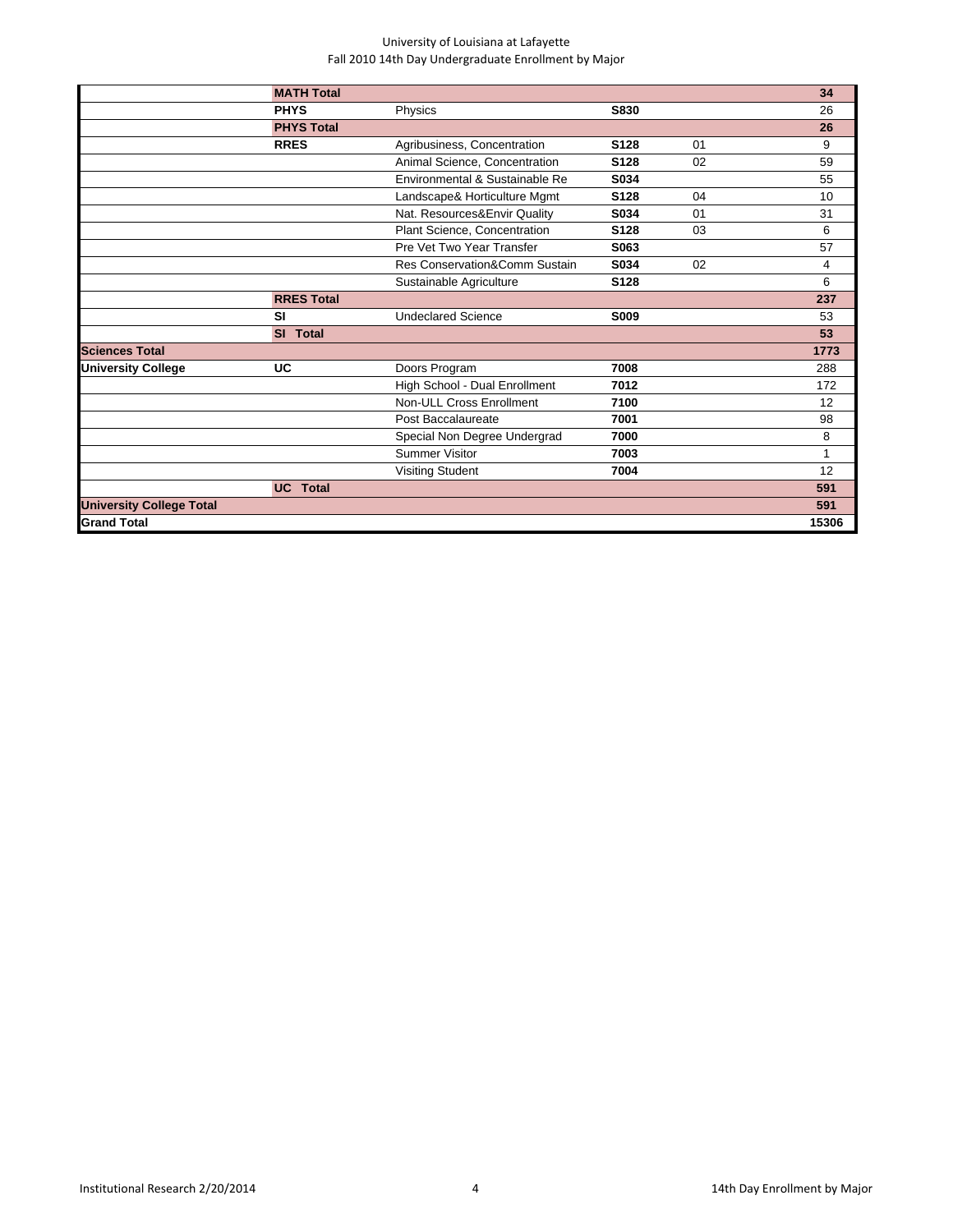University of Louisiana at Lafayette
Fall 2010 14th Day Undergraduate Enrollment by Major

| | | | | | |
|---|---|---|---|---|---|
| | **MATH Total** | | | | **34** |
| | **PHYS** | Physics | **S830** | | 26 |
| | **PHYS Total** | | | | **26** |
| | **RRES** | Agribusiness, Concentration | **S128** | 01 | 9 |
| | | Animal Science, Concentration | **S128** | 02 | 59 |
| | | Environmental & Sustainable Re | **S034** | | 55 |
| | | Landscape& Horticulture Mgmt | **S128** | 04 | 10 |
| | | Nat. Resources&Envir Quality | **S034** | 01 | 31 |
| | | Plant Science, Concentration | **S128** | 03 | 6 |
| | | Pre Vet Two Year Transfer | **S063** | | 57 |
| | | Res Conservation&Comm Sustain | **S034** | 02 | 4 |
| | | Sustainable Agriculture | **S128** | | 6 |
| | **RRES Total** | | | | **237** |
| | **SI** | Undeclared Science | **S009** | | 53 |
| | **SI Total** | | | | **53** |
| **Sciences Total** | | | | | **1773** |
| **University College** | **UC** | Doors Program | **7008** | | 288 |
| | | High School - Dual Enrollment | **7012** | | 172 |
| | | Non-ULL Cross Enrollment | **7100** | | 12 |
| | | Post Baccalaureate | **7001** | | 98 |
| | | Special Non Degree Undergrad | **7000** | | 8 |
| | | Summer Visitor | **7003** | | 1 |
| | | Visiting Student | **7004** | | 12 |
| | **UC Total** | | | | **591** |
| **University College Total** | | | | | **591** |
| **Grand Total** | | | | | **15306** |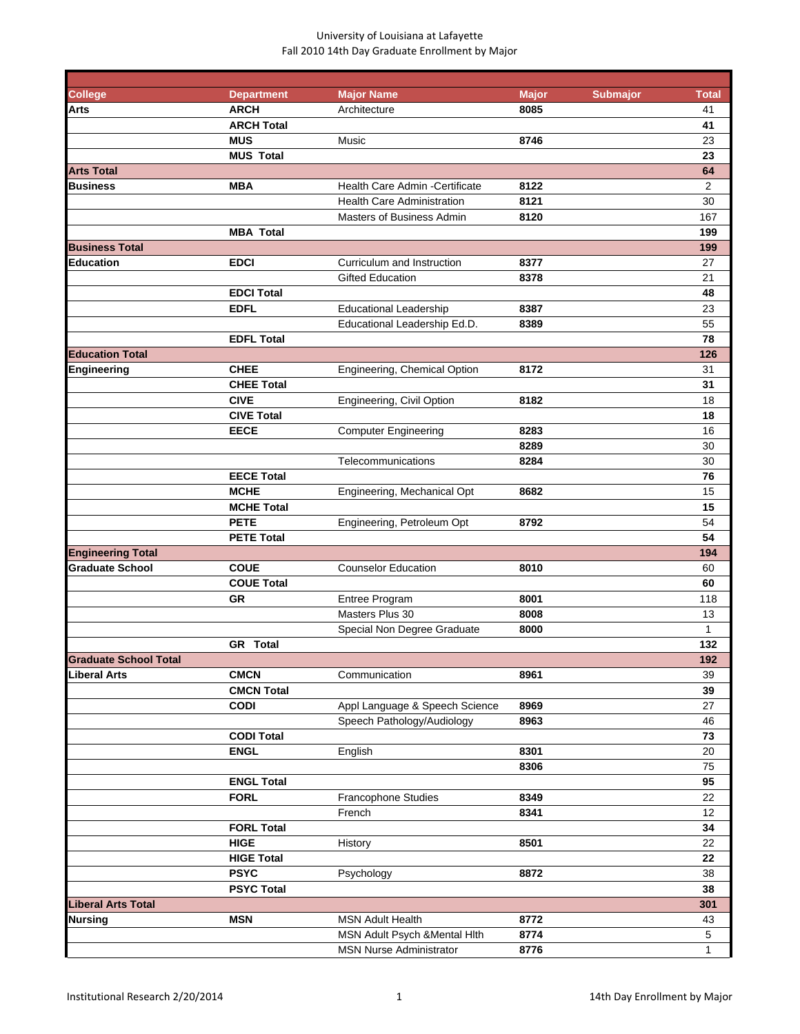University of Louisiana at Lafayette
Fall 2010 14th Day Graduate Enrollment by Major

| College | Department | Major Name | Major | Submajor | Total |
|---|---|---|---|---|---|
| **Arts** | **ARCH** | Architecture | **8085** | | 41 |
| | **ARCH Total** | | | | **41** |
| | **MUS** | Music | **8746** | | 23 |
| | **MUS Total** | | | | **23** |
| **Arts Total** | | | | | **64** |
| **Business** | **MBA** | Health Care Admin -Certificate | **8122** | | 2 |
| | | Health Care Administration | **8121** | | 30 |
| | | Masters of Business Admin | **8120** | | 167 |
| | **MBA Total** | | | | **199** |
| **Business Total** | | | | | **199** |
| **Education** | **EDCI** | Curriculum and Instruction | **8377** | | 27 |
| | | Gifted Education | **8378** | | 21 |
| | **EDCI Total** | | | | **48** |
| | **EDFL** | Educational Leadership | **8387** | | 23 |
| | | Educational Leadership Ed.D. | **8389** | | 55 |
| | **EDFL Total** | | | | **78** |
| **Education Total** | | | | | **126** |
| **Engineering** | **CHEE** | Engineering, Chemical Option | **8172** | | 31 |
| | **CHEE Total** | | | | **31** |
| | **CIVE** | Engineering, Civil Option | **8182** | | 18 |
| | **CIVE Total** | | | | **18** |
| | **EECE** | Computer Engineering | **8283** | | 16 |
| | | | **8289** | | 30 |
| | | Telecommunications | **8284** | | 30 |
| | **EECE Total** | | | | **76** |
| | **MCHE** | Engineering, Mechanical Opt | **8682** | | 15 |
| | **MCHE Total** | | | | **15** |
| | **PETE** | Engineering, Petroleum Opt | **8792** | | 54 |
| | **PETE Total** | | | | **54** |
| **Engineering Total** | | | | | **194** |
| **Graduate School** | **COUE** | Counselor Education | **8010** | | 60 |
| | **COUE Total** | | | | **60** |
| | **GR** | Entree Program | **8001** | | 118 |
| | | Masters Plus 30 | **8008** | | 13 |
| | | Special Non Degree Graduate | **8000** | | 1 |
| | **GR Total** | | | | **132** |
| **Graduate School Total** | | | | | **192** |
| **Liberal Arts** | **CMCN** | Communication | **8961** | | 39 |
| | **CMCN Total** | | | | **39** |
| | **CODI** | Appl Language & Speech Science | **8969** | | 27 |
| | | Speech Pathology/Audiology | **8963** | | 46 |
| | **CODI Total** | | | | **73** |
| | **ENGL** | English | **8301** | | 20 |
| | | | **8306** | | 75 |
| | **ENGL Total** | | | | **95** |
| | **FORL** | Francophone Studies | **8349** | | 22 |
| | | French | **8341** | | 12 |
| | **FORL Total** | | | | **34** |
| | **HIGE** | History | **8501** | | 22 |
| | **HIGE Total** | | | | **22** |
| | **PSYC** | Psychology | **8872** | | 38 |
| | **PSYC Total** | | | | **38** |
| **Liberal Arts Total** | | | | | **301** |
| **Nursing** | **MSN** | MSN Adult Health | **8772** | | 43 |
| | | MSN Adult Psych &Mental Hlth | **8774** | | 5 |
| | | MSN Nurse Administrator | **8776** | | 1 |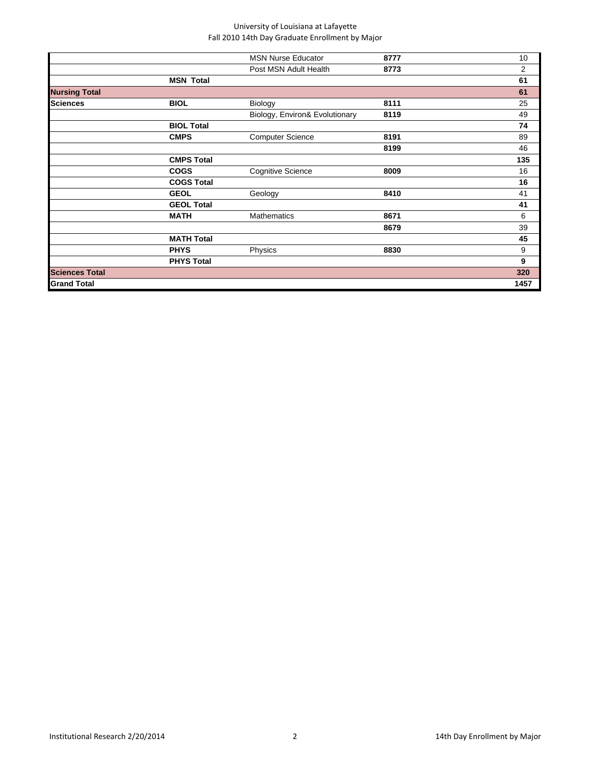| | | | | |
|---|---|---|---|---|
| | | MSN Nurse Educator | **8777** | 10 |
| | | Post MSN Adult Health | **8773** | 2 |
| | **MSN Total** | | | **61** |
| **Nursing Total** | | | | **61** |
| **Sciences** | **BIOL** | Biology | **8111** | 25 |
| | | Biology, Environ& Evolutionary | **8119** | 49 |
| | **BIOL Total** | | | **74** |
| | **CMPS** | Computer Science | **8191** | 89 |
| | | | **8199** | 46 |
| | **CMPS Total** | | | **135** |
| | **COGS** | Cognitive Science | **8009** | 16 |
| | **COGS Total** | | | **16** |
| | **GEOL** | Geology | **8410** | 41 |
| | **GEOL Total** | | | **41** |
| | **MATH** | Mathematics | **8671** | 6 |
| | | | **8679** | 39 |
| | **MATH Total** | | | **45** |
| | **PHYS** | Physics | **8830** | 9 |
| | **PHYS Total** | | | **9** |
| **Sciences Total** | | | | **320** |
| **Grand Total** | | | | **1457** |